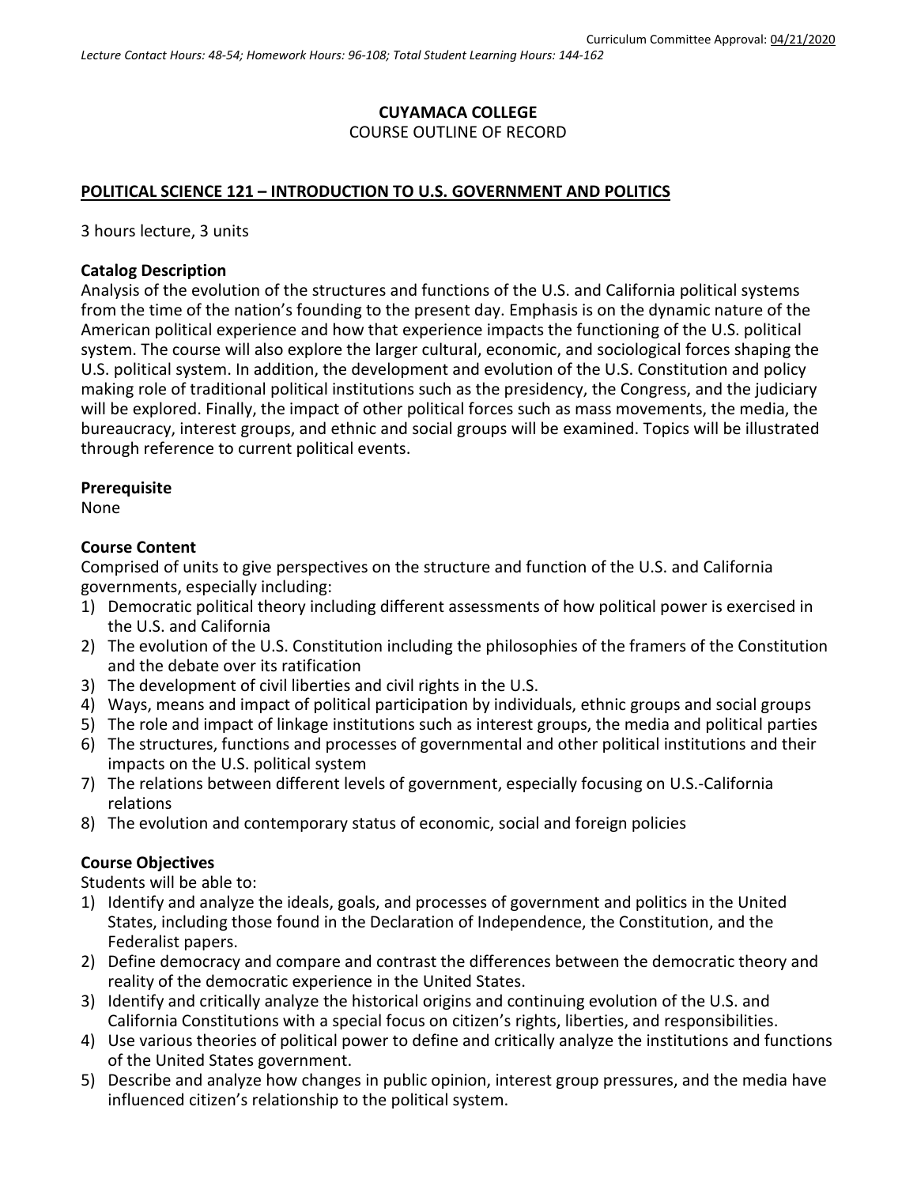Curriculum Committee Approval: 04/21/2020

*Lecture Contact Hours: 48-54; Homework Hours: 96-108; Total Student Learning Hours: 144-162*

**CUYAMACA COLLEGE**
COURSE OUTLINE OF RECORD

## POLITICAL SCIENCE 121 – INTRODUCTION TO U.S. GOVERNMENT AND POLITICS

3 hours lecture, 3 units

### Catalog Description

Analysis of the evolution of the structures and functions of the U.S. and California political systems from the time of the nation's founding to the present day. Emphasis is on the dynamic nature of the American political experience and how that experience impacts the functioning of the U.S. political system. The course will also explore the larger cultural, economic, and sociological forces shaping the U.S. political system. In addition, the development and evolution of the U.S. Constitution and policy making role of traditional political institutions such as the presidency, the Congress, and the judiciary will be explored. Finally, the impact of other political forces such as mass movements, the media, the bureaucracy, interest groups, and ethnic and social groups will be examined. Topics will be illustrated through reference to current political events.

### Prerequisite

None

### Course Content

Comprised of units to give perspectives on the structure and function of the U.S. and California governments, especially including:

1) Democratic political theory including different assessments of how political power is exercised in the U.S. and California
2) The evolution of the U.S. Constitution including the philosophies of the framers of the Constitution and the debate over its ratification
3) The development of civil liberties and civil rights in the U.S.
4) Ways, means and impact of political participation by individuals, ethnic groups and social groups
5) The role and impact of linkage institutions such as interest groups, the media and political parties
6) The structures, functions and processes of governmental and other political institutions and their impacts on the U.S. political system
7) The relations between different levels of government, especially focusing on U.S.-California relations
8) The evolution and contemporary status of economic, social and foreign policies

### Course Objectives

Students will be able to:

1) Identify and analyze the ideals, goals, and processes of government and politics in the United States, including those found in the Declaration of Independence, the Constitution, and the Federalist papers.
2) Define democracy and compare and contrast the differences between the democratic theory and reality of the democratic experience in the United States.
3) Identify and critically analyze the historical origins and continuing evolution of the U.S. and California Constitutions with a special focus on citizen's rights, liberties, and responsibilities.
4) Use various theories of political power to define and critically analyze the institutions and functions of the United States government.
5) Describe and analyze how changes in public opinion, interest group pressures, and the media have influenced citizen's relationship to the political system.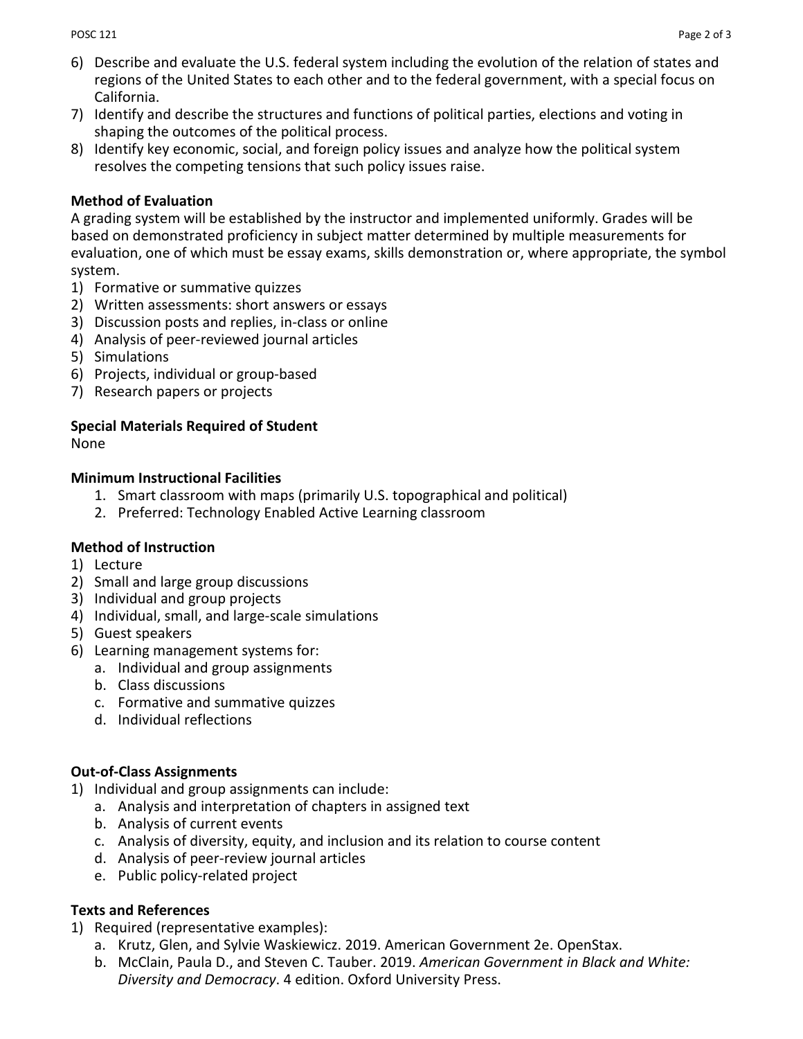6) Describe and evaluate the U.S. federal system including the evolution of the relation of states and regions of the United States to each other and to the federal government, with a special focus on California.
7) Identify and describe the structures and functions of political parties, elections and voting in shaping the outcomes of the political process.
8) Identify key economic, social, and foreign policy issues and analyze how the political system resolves the competing tensions that such policy issues raise.

**Method of Evaluation**

A grading system will be established by the instructor and implemented uniformly. Grades will be based on demonstrated proficiency in subject matter determined by multiple measurements for evaluation, one of which must be essay exams, skills demonstration or, where appropriate, the symbol system.

1) Formative or summative quizzes
2) Written assessments: short answers or essays
3) Discussion posts and replies, in-class or online
4) Analysis of peer-reviewed journal articles
5) Simulations
6) Projects, individual or group-based
7) Research papers or projects

**Special Materials Required of Student**

None

**Minimum Instructional Facilities**

1. Smart classroom with maps (primarily U.S. topographical and political)
2. Preferred: Technology Enabled Active Learning classroom

**Method of Instruction**

1) Lecture
2) Small and large group discussions
3) Individual and group projects
4) Individual, small, and large-scale simulations
5) Guest speakers
6) Learning management systems for:
    a. Individual and group assignments
    b. Class discussions
    c. Formative and summative quizzes
    d. Individual reflections

**Out-of-Class Assignments**

1) Individual and group assignments can include:
    a. Analysis and interpretation of chapters in assigned text
    b. Analysis of current events
    c. Analysis of diversity, equity, and inclusion and its relation to course content
    d. Analysis of peer-review journal articles
    e. Public policy-related project

**Texts and References**

1) Required (representative examples):
    a. Krutz, Glen, and Sylvie Waskiewicz. 2019. American Government 2e. OpenStax.
    b. McClain, Paula D., and Steven C. Tauber. 2019. *American Government in Black and White: Diversity and Democracy*. 4 edition. Oxford University Press.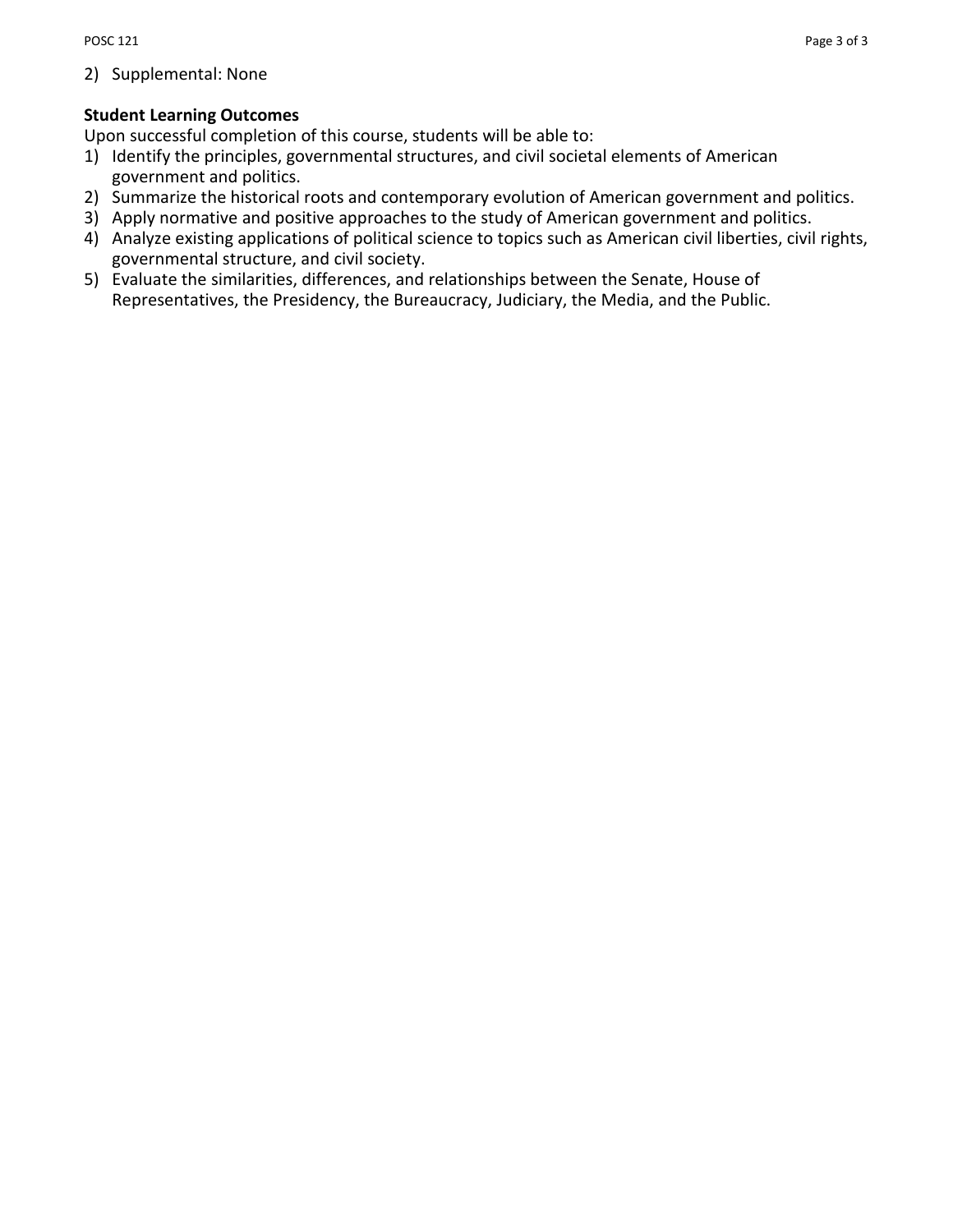2) Supplemental: None

**Student Learning Outcomes**

Upon successful completion of this course, students will be able to:

1) Identify the principles, governmental structures, and civil societal elements of American government and politics.
2) Summarize the historical roots and contemporary evolution of American government and politics.
3) Apply normative and positive approaches to the study of American government and politics.
4) Analyze existing applications of political science to topics such as American civil liberties, civil rights, governmental structure, and civil society.
5) Evaluate the similarities, differences, and relationships between the Senate, House of Representatives, the Presidency, the Bureaucracy, Judiciary, the Media, and the Public.